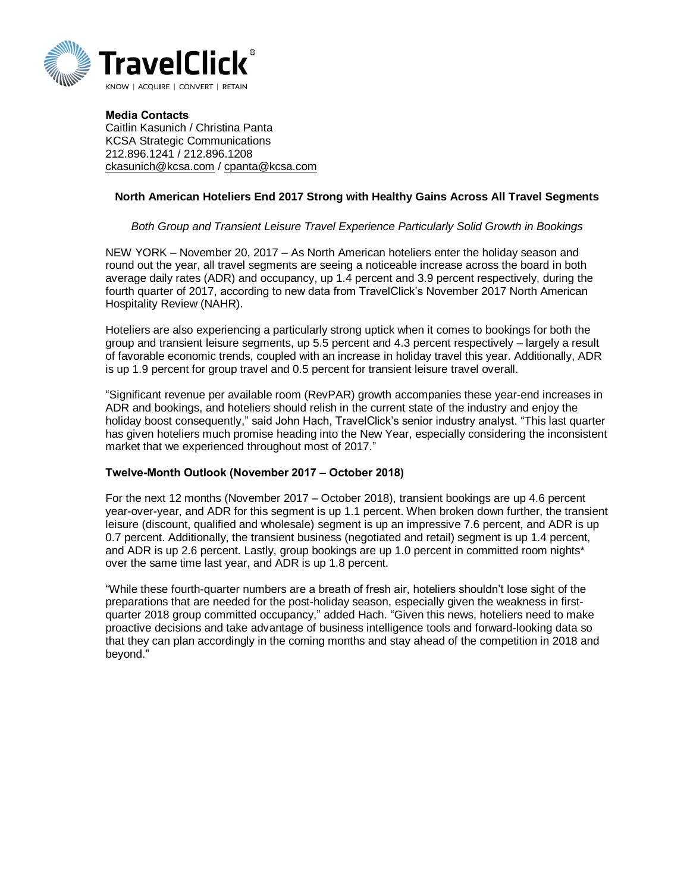TravelClick®

KNOW | ACQUIRE | CONVERT | RETAIN

**Media Contacts**
Caitlin Kasunich / Christina Panta
KCSA Strategic Communications
212.896.1241 / 212.896.1208
ckasunich@kcsa.com / cpanta@kcsa.com

## North American Hoteliers End 2017 Strong with Healthy Gains Across All Travel Segments

*Both Group and Transient Leisure Travel Experience Particularly Solid Growth in Bookings*

NEW YORK – November 20, 2017 – As North American hoteliers enter the holiday season and round out the year, all travel segments are seeing a noticeable increase across the board in both average daily rates (ADR) and occupancy, up 1.4 percent and 3.9 percent respectively, during the fourth quarter of 2017, according to new data from TravelClick's November 2017 North American Hospitality Review (NAHR).

Hoteliers are also experiencing a particularly strong uptick when it comes to bookings for both the group and transient leisure segments, up 5.5 percent and 4.3 percent respectively – largely a result of favorable economic trends, coupled with an increase in holiday travel this year. Additionally, ADR is up 1.9 percent for group travel and 0.5 percent for transient leisure travel overall.

"Significant revenue per available room (RevPAR) growth accompanies these year-end increases in ADR and bookings, and hoteliers should relish in the current state of the industry and enjoy the holiday boost consequently," said John Hach, TravelClick's senior industry analyst. "This last quarter has given hoteliers much promise heading into the New Year, especially considering the inconsistent market that we experienced throughout most of 2017."

### Twelve-Month Outlook (November 2017 – October 2018)

For the next 12 months (November 2017 – October 2018), transient bookings are up 4.6 percent year-over-year, and ADR for this segment is up 1.1 percent. When broken down further, the transient leisure (discount, qualified and wholesale) segment is up an impressive 7.6 percent, and ADR is up 0.7 percent. Additionally, the transient business (negotiated and retail) segment is up 1.4 percent, and ADR is up 2.6 percent. Lastly, group bookings are up 1.0 percent in committed room nights* over the same time last year, and ADR is up 1.8 percent.

"While these fourth-quarter numbers are a breath of fresh air, hoteliers shouldn't lose sight of the preparations that are needed for the post-holiday season, especially given the weakness in first-quarter 2018 group committed occupancy," added Hach. "Given this news, hoteliers need to make proactive decisions and take advantage of business intelligence tools and forward-looking data so that they can plan accordingly in the coming months and stay ahead of the competition in 2018 and beyond."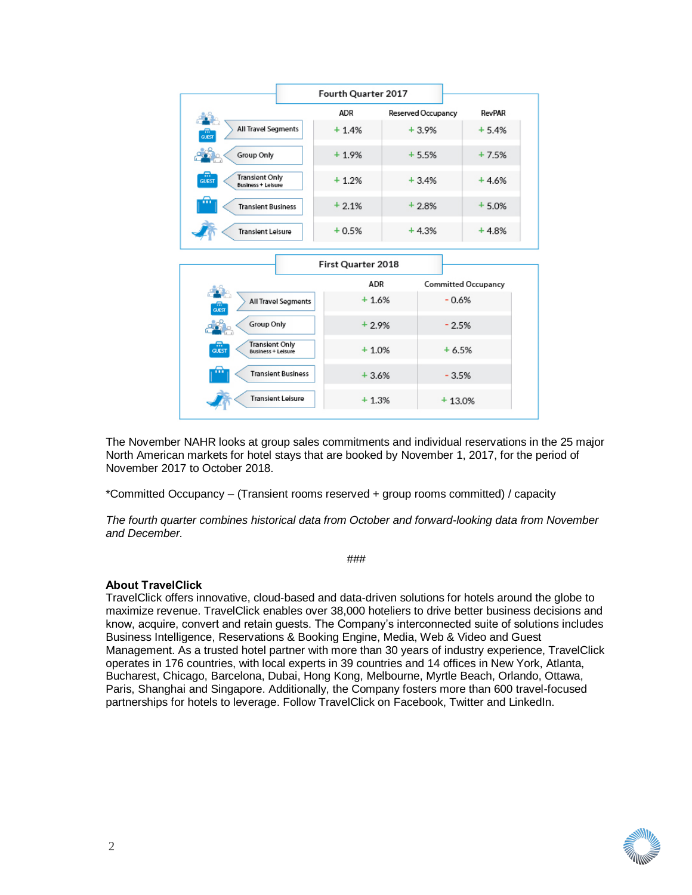**Fourth Quarter 2017**

| | ADR | Reserved Occupancy | RevPAR |
| --- | --- | --- | --- |
| All Travel Segments | + 1.4% | + 3.9% | + 5.4% |
| Group Only | + 1.9% | + 5.5% | + 7.5% |
| Transient Only Business + Leisure | + 1.2% | + 3.4% | + 4.6% |
| Transient Business | + 2.1% | + 2.8% | + 5.0% |
| Transient Leisure | + 0.5% | + 4.3% | + 4.8% |

**First Quarter 2018**

| | ADR | Committed Occupancy |
| --- | --- | --- |
| All Travel Segments | + 1.6% | - 0.6% |
| Group Only | + 2.9% | - 2.5% |
| Transient Only Business + Leisure | + 1.0% | + 6.5% |
| Transient Business | + 3.6% | - 3.5% |
| Transient Leisure | + 1.3% | + 13.0% |

The November NAHR looks at group sales commitments and individual reservations in the 25 major North American markets for hotel stays that are booked by November 1, 2017, for the period of November 2017 to October 2018.

*Committed Occupancy – (Transient rooms reserved + group rooms committed) / capacity

*The fourth quarter combines historical data from October and forward-looking data from November and December.*

###

**About TravelClick**

TravelClick offers innovative, cloud-based and data-driven solutions for hotels around the globe to maximize revenue. TravelClick enables over 38,000 hoteliers to drive better business decisions and know, acquire, convert and retain guests. The Company's interconnected suite of solutions includes Business Intelligence, Reservations & Booking Engine, Media, Web & Video and Guest Management. As a trusted hotel partner with more than 30 years of industry experience, TravelClick operates in 176 countries, with local experts in 39 countries and 14 offices in New York, Atlanta, Bucharest, Chicago, Barcelona, Dubai, Hong Kong, Melbourne, Myrtle Beach, Orlando, Ottawa, Paris, Shanghai and Singapore. Additionally, the Company fosters more than 600 travel-focused partnerships for hotels to leverage. Follow TravelClick on Facebook, Twitter and LinkedIn.